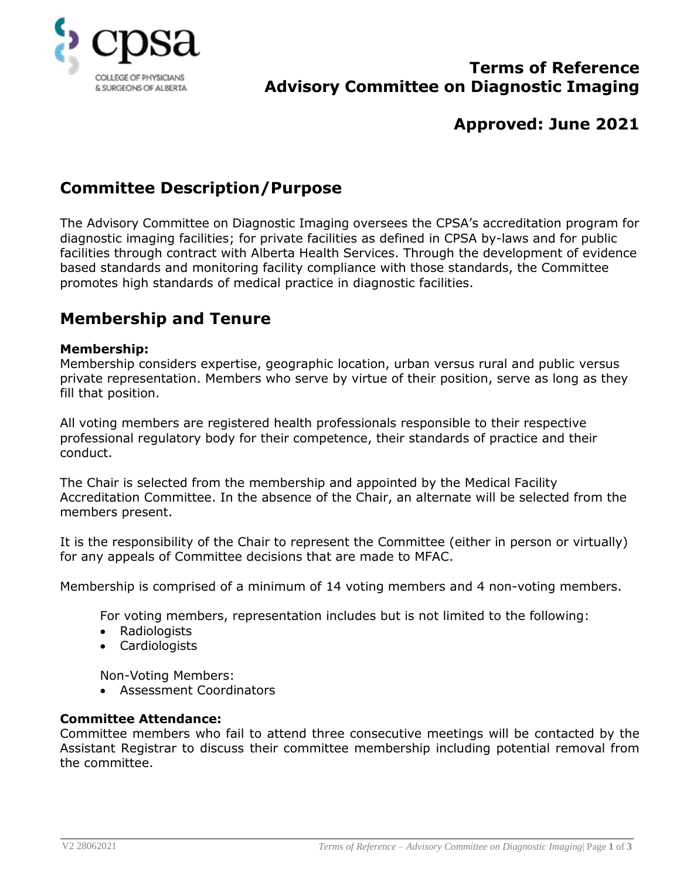# Terms of Reference
# Advisory Committee on Diagnostic Imaging

## Approved: June 2021

## Committee Description/Purpose

The Advisory Committee on Diagnostic Imaging oversees the CPSA's accreditation program for diagnostic imaging facilities; for private facilities as defined in CPSA by-laws and for public facilities through contract with Alberta Health Services. Through the development of evidence based standards and monitoring facility compliance with those standards, the Committee promotes high standards of medical practice in diagnostic facilities.

## Membership and Tenure

**Membership:**
Membership considers expertise, geographic location, urban versus rural and public versus private representation. Members who serve by virtue of their position, serve as long as they fill that position.

All voting members are registered health professionals responsible to their respective professional regulatory body for their competence, their standards of practice and their conduct.

The Chair is selected from the membership and appointed by the Medical Facility Accreditation Committee. In the absence of the Chair, an alternate will be selected from the members present.

It is the responsibility of the Chair to represent the Committee (either in person or virtually) for any appeals of Committee decisions that are made to MFAC.

Membership is comprised of a minimum of 14 voting members and 4 non-voting members.

For voting members, representation includes but is not limited to the following:

- Radiologists
- Cardiologists

Non-Voting Members:

- Assessment Coordinators

**Committee Attendance:**
Committee members who fail to attend three consecutive meetings will be contacted by the Assistant Registrar to discuss their committee membership including potential removal from the committee.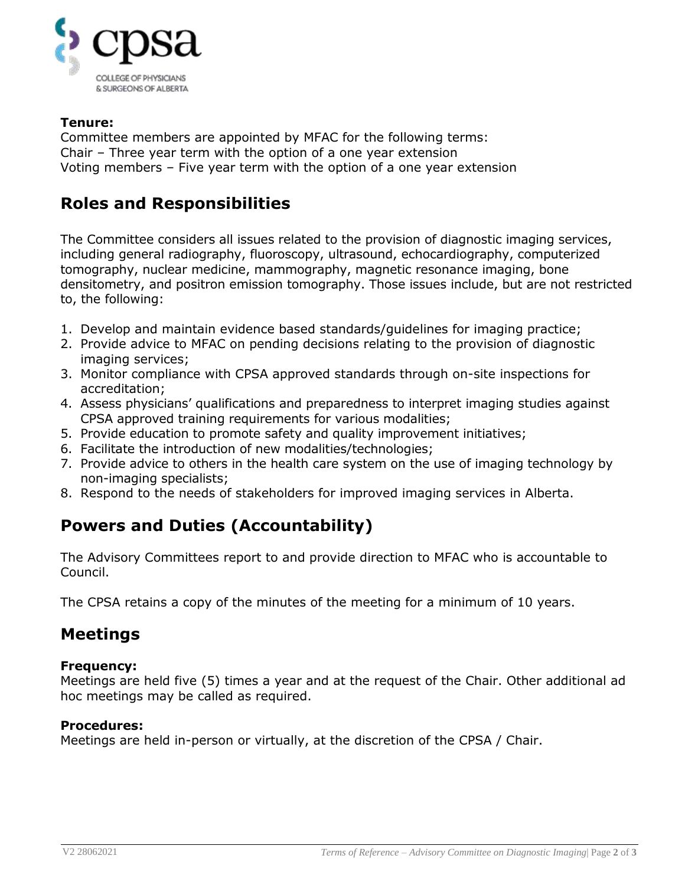**Tenure:**
Committee members are appointed by MFAC for the following terms:
Chair – Three year term with the option of a one year extension
Voting members – Five year term with the option of a one year extension

## Roles and Responsibilities

The Committee considers all issues related to the provision of diagnostic imaging services, including general radiography, fluoroscopy, ultrasound, echocardiography, computerized tomography, nuclear medicine, mammography, magnetic resonance imaging, bone densitometry, and positron emission tomography. Those issues include, but are not restricted to, the following:

1. Develop and maintain evidence based standards/guidelines for imaging practice;
2. Provide advice to MFAC on pending decisions relating to the provision of diagnostic imaging services;
3. Monitor compliance with CPSA approved standards through on-site inspections for accreditation;
4. Assess physicians' qualifications and preparedness to interpret imaging studies against CPSA approved training requirements for various modalities;
5. Provide education to promote safety and quality improvement initiatives;
6. Facilitate the introduction of new modalities/technologies;
7. Provide advice to others in the health care system on the use of imaging technology by non-imaging specialists;
8. Respond to the needs of stakeholders for improved imaging services in Alberta.

## Powers and Duties (Accountability)

The Advisory Committees report to and provide direction to MFAC who is accountable to Council.

The CPSA retains a copy of the minutes of the meeting for a minimum of 10 years.

## Meetings

**Frequency:**
Meetings are held five (5) times a year and at the request of the Chair. Other additional ad hoc meetings may be called as required.

**Procedures:**
Meetings are held in-person or virtually, at the discretion of the CPSA / Chair.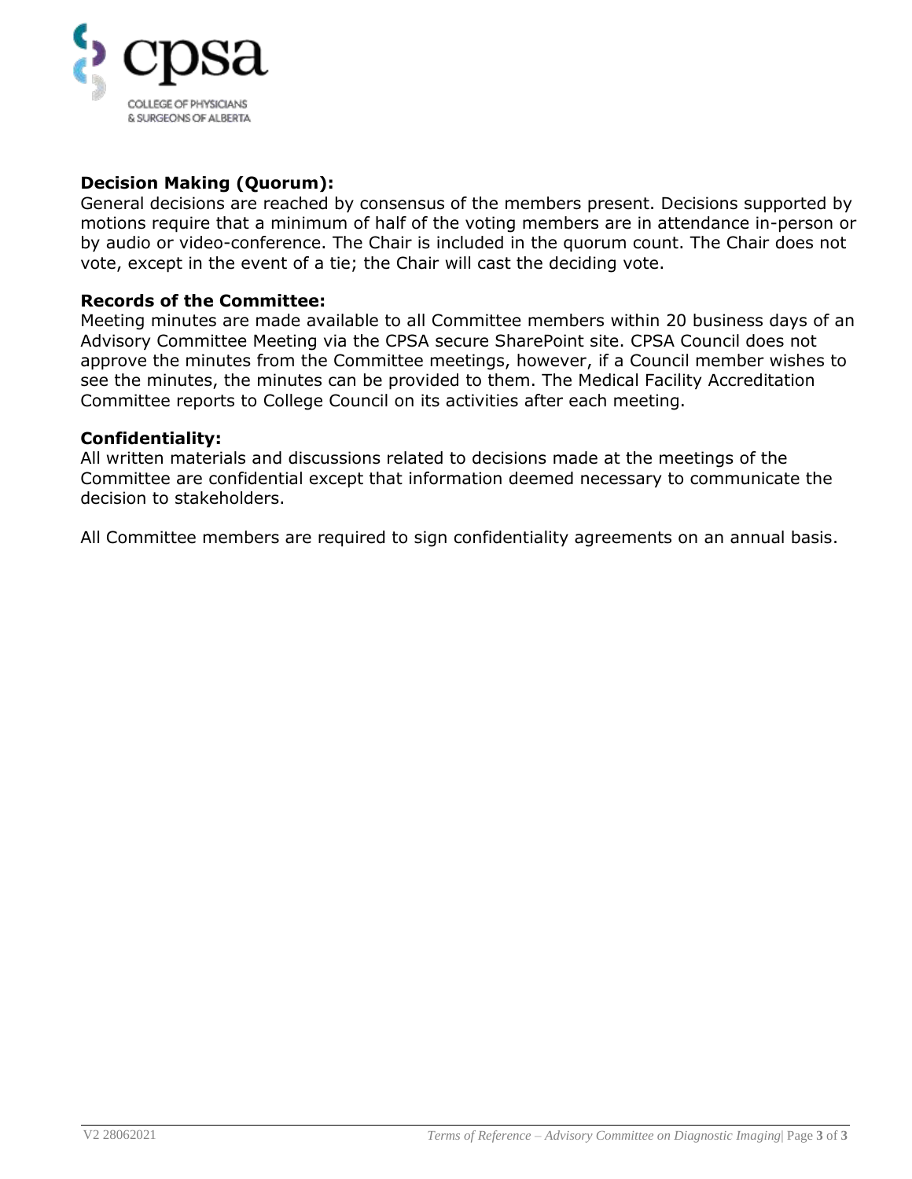**Decision Making (Quorum):**
General decisions are reached by consensus of the members present. Decisions supported by motions require that a minimum of half of the voting members are in attendance in-person or by audio or video-conference. The Chair is included in the quorum count. The Chair does not vote, except in the event of a tie; the Chair will cast the deciding vote.

**Records of the Committee:**
Meeting minutes are made available to all Committee members within 20 business days of an Advisory Committee Meeting via the CPSA secure SharePoint site. CPSA Council does not approve the minutes from the Committee meetings, however, if a Council member wishes to see the minutes, the minutes can be provided to them. The Medical Facility Accreditation Committee reports to College Council on its activities after each meeting.

**Confidentiality:**
All written materials and discussions related to decisions made at the meetings of the Committee are confidential except that information deemed necessary to communicate the decision to stakeholders.

All Committee members are required to sign confidentiality agreements on an annual basis.